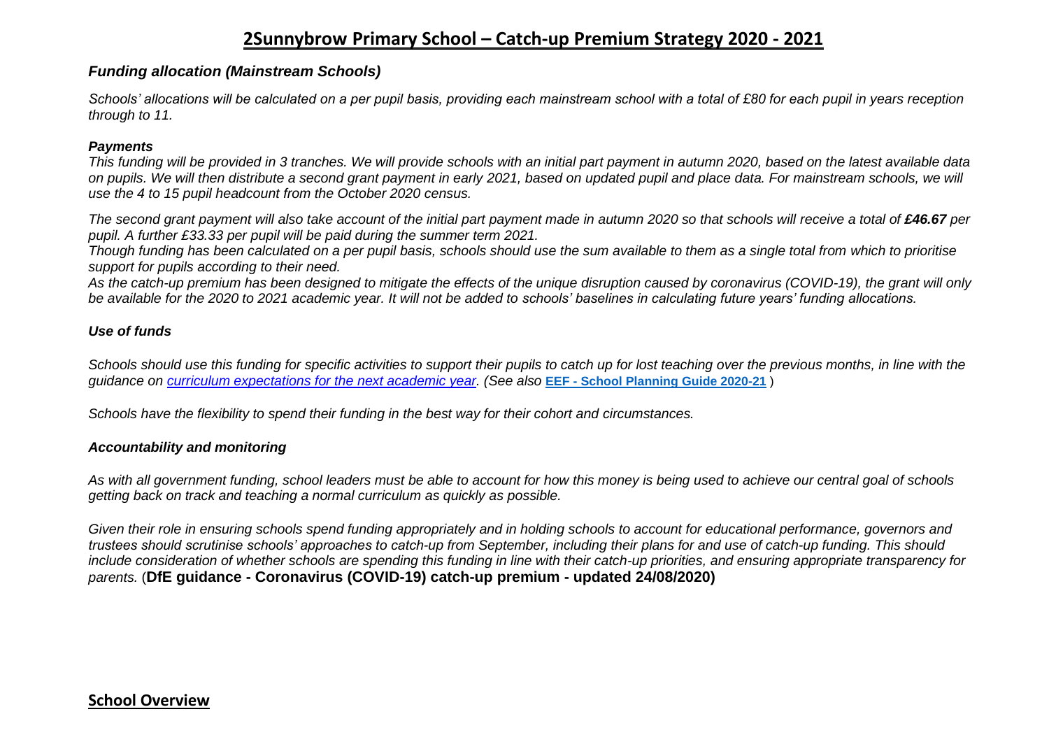# 2Sunnybrow Primary School – Catch-up Premium Strategy 2020 - 2021

### *Funding allocation (Mainstream Schools)*

*Schools' allocations will be calculated on a per pupil basis, providing each mainstream school with a total of £80 for each pupil in years reception through to 11.*

***Payments***

*This funding will be provided in 3 tranches. We will provide schools with an initial part payment in autumn 2020, based on the latest available data on pupils. We will then distribute a second grant payment in early 2021, based on updated pupil and place data. For mainstream schools, we will use the 4 to 15 pupil headcount from the October 2020 census.*

*The second grant payment will also take account of the initial part payment made in autumn 2020 so that schools will receive a total of* ***£46.67*** *per pupil. A further £33.33 per pupil will be paid during the summer term 2021.*

*Though funding has been calculated on a per pupil basis, schools should use the sum available to them as a single total from which to prioritise support for pupils according to their need.*

*As the catch-up premium has been designed to mitigate the effects of the unique disruption caused by coronavirus (COVID-19), the grant will only be available for the 2020 to 2021 academic year. It will not be added to schools' baselines in calculating future years' funding allocations.*

### *Use of funds*

*Schools should use this funding for specific activities to support their pupils to catch up for lost teaching over the previous months, in line with the guidance on curriculum expectations for the next academic year. (See also* **EEF - School Planning Guide 2020-21** *)*

*Schools have the flexibility to spend their funding in the best way for their cohort and circumstances.*

### *Accountability and monitoring*

*As with all government funding, school leaders must be able to account for how this money is being used to achieve our central goal of schools getting back on track and teaching a normal curriculum as quickly as possible.*

*Given their role in ensuring schools spend funding appropriately and in holding schools to account for educational performance, governors and trustees should scrutinise schools' approaches to catch-up from September, including their plans for and use of catch-up funding. This should include consideration of whether schools are spending this funding in line with their catch-up priorities, and ensuring appropriate transparency for parents.* (**DfE guidance - Coronavirus (COVID-19) catch-up premium - updated 24/08/2020)**

## School Overview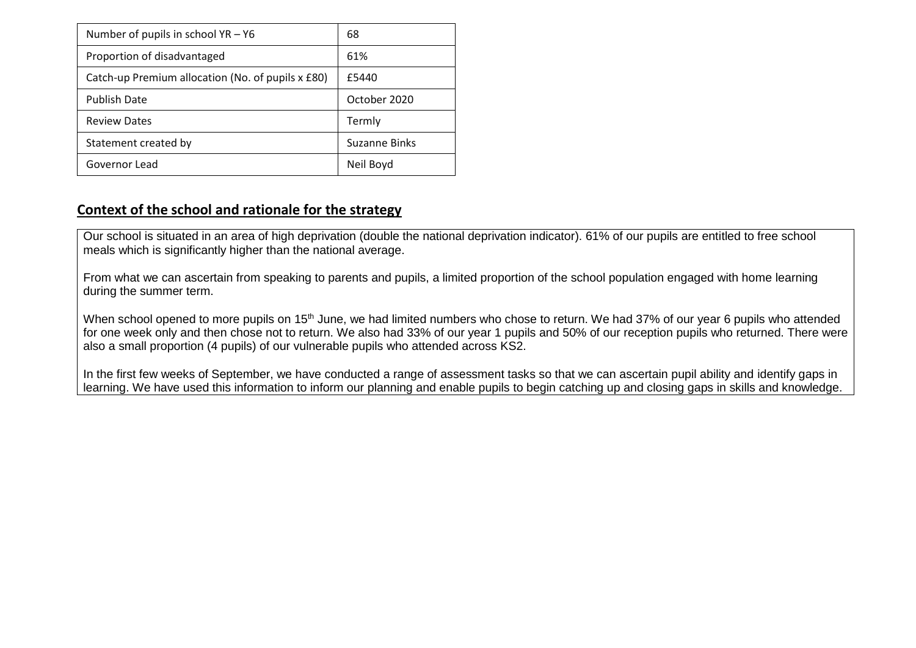| Number of pupils in school YR – Y6 | 68 |
| --- | --- |
| Proportion of disadvantaged | 61% |
| Catch-up Premium allocation (No. of pupils x £80) | £5440 |
| Publish Date | October 2020 |
| Review Dates | Termly |
| Statement created by | Suzanne Binks |
| Governor Lead | Neil Boyd |

## Context of the school and rationale for the strategy

Our school is situated in an area of high deprivation (double the national deprivation indicator). 61% of our pupils are entitled to free school meals which is significantly higher than the national average.

From what we can ascertain from speaking to parents and pupils, a limited proportion of the school population engaged with home learning during the summer term.

When school opened to more pupils on 15th June, we had limited numbers who chose to return. We had 37% of our year 6 pupils who attended for one week only and then chose not to return. We also had 33% of our year 1 pupils and 50% of our reception pupils who returned. There were also a small proportion (4 pupils) of our vulnerable pupils who attended across KS2.

In the first few weeks of September, we have conducted a range of assessment tasks so that we can ascertain pupil ability and identify gaps in learning. We have used this information to inform our planning and enable pupils to begin catching up and closing gaps in skills and knowledge.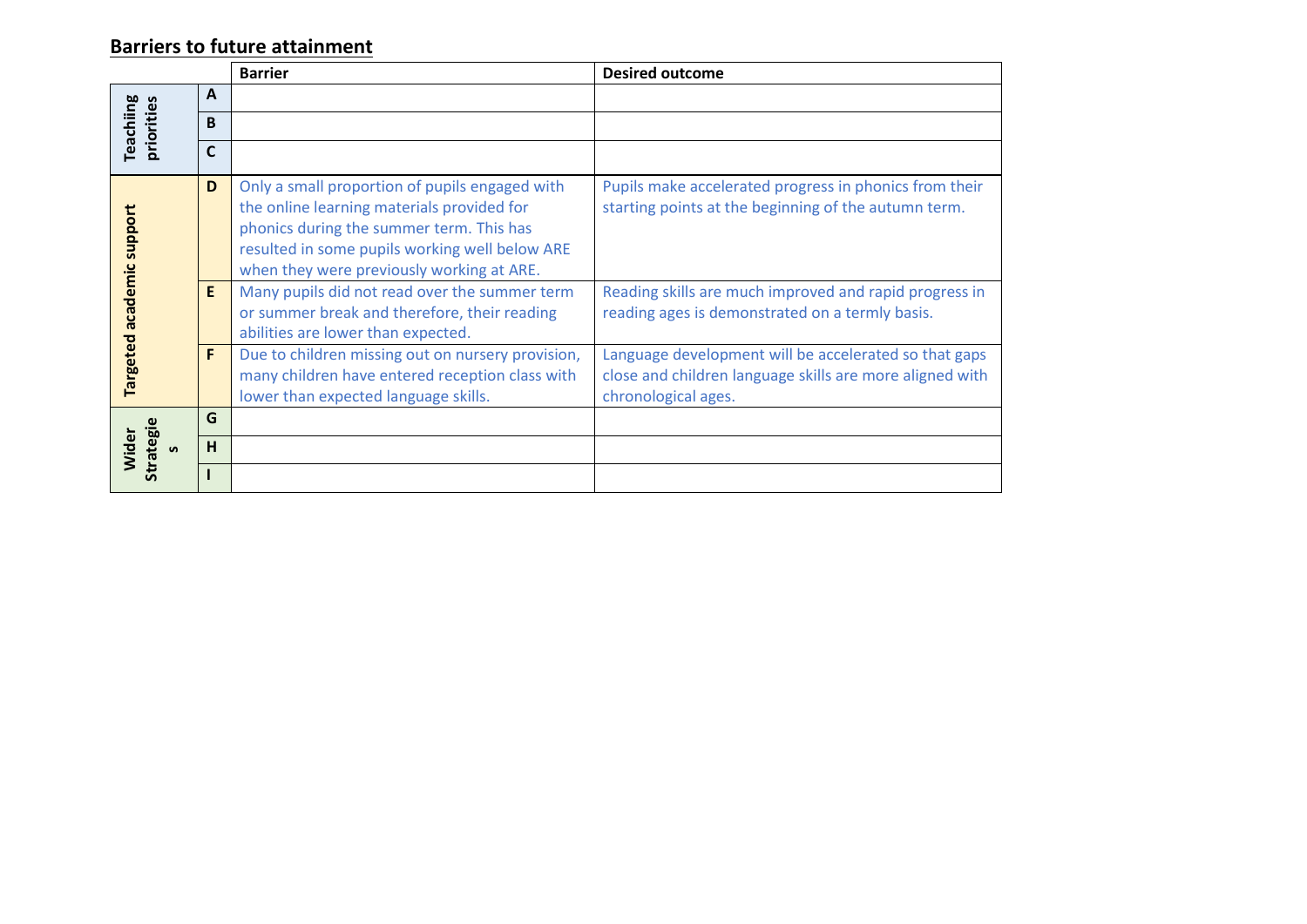## Barriers to future attainment

| | | Barrier | Desired outcome |
|---|---|---|---|
| Teachiing priorities | A | | |
| | B | | |
| | C | | |
| Targeted academic support | D | Only a small proportion of pupils engaged with the online learning materials provided for phonics during the summer term. This has resulted in some pupils working well below ARE when they were previously working at ARE. | Pupils make accelerated progress in phonics from their starting points at the beginning of the autumn term. |
| | E | Many pupils did not read over the summer term or summer break and therefore, their reading abilities are lower than expected. | Reading skills are much improved and rapid progress in reading ages is demonstrated on a termly basis. |
| | F | Due to children missing out on nursery provision, many children have entered reception class with lower than expected language skills. | Language development will be accelerated so that gaps close and children language skills are more aligned with chronological ages. |
| Wider Strategies | G | | |
| | H | | |
| | I | | |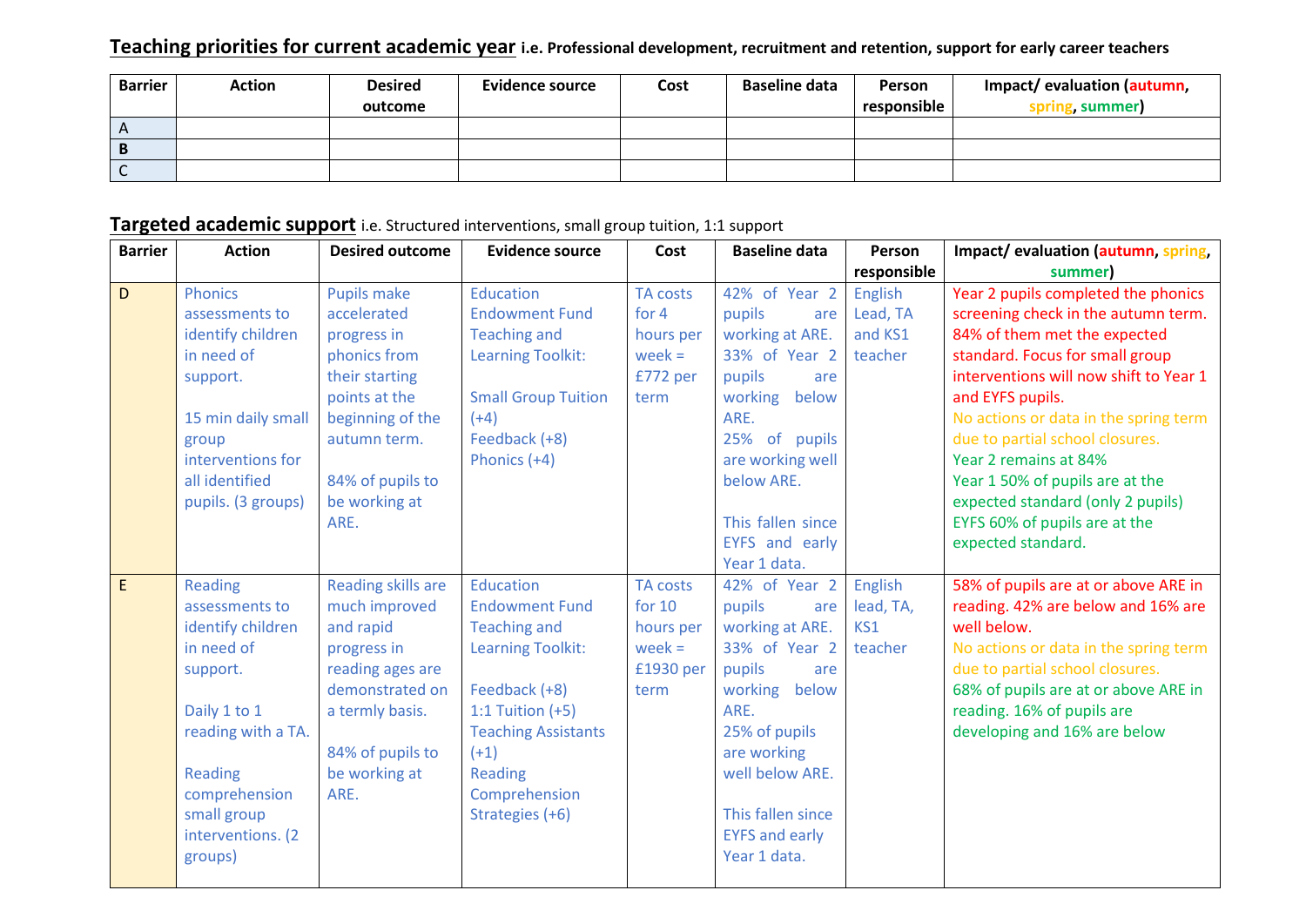## Teaching priorities for current academic year **i.e. Professional development, recruitment and retention, support for early career teachers**

| Barrier | Action | Desired outcome | Evidence source | Cost | Baseline data | Person responsible | Impact/ evaluation (autumn, spring, summer) |
|---|---|---|---|---|---|---|---|
| A | | | | | | | |
| **B** | | | | | | | |
| C | | | | | | | |

## Targeted academic support i.e. Structured interventions, small group tuition, 1:1 support

| Barrier | Action | Desired outcome | Evidence source | Cost | Baseline data | Person responsible | Impact/ evaluation (autumn, spring, summer) |
|---|---|---|---|---|---|---|---|
| D | Phonics assessments to identify children in need of support.<br><br>15 min daily small group interventions for all identified pupils. (3 groups) | Pupils make accelerated progress in phonics from their starting points at the beginning of the autumn term.<br><br>84% of pupils to be working at ARE. | Education Endowment Fund Teaching and Learning Toolkit:<br><br>Small Group Tuition (+4)<br>Feedback (+8)<br>Phonics (+4) | TA costs for 4 hours per week = £772 per term | 42% of Year 2 pupils are working at ARE. 33% of Year 2 pupils are working below ARE. 25% of pupils are working well below ARE.<br><br>This fallen since EYFS and early Year 1 data. | English Lead, TA and KS1 teacher | Year 2 pupils completed the phonics screening check in the autumn term. 84% of them met the expected standard. Focus for small group interventions will now shift to Year 1 and EYFS pupils.<br>No actions or data in the spring term due to partial school closures.<br>Year 2 remains at 84%<br>Year 1 50% of pupils are at the expected standard (only 2 pupils)<br>EYFS 60% of pupils are at the expected standard. |
| E | Reading assessments to identify children in need of support.<br><br>Daily 1 to 1 reading with a TA.<br><br>Reading comprehension small group interventions. (2 groups) | Reading skills are much improved and rapid progress in reading ages are demonstrated on a termly basis.<br><br>84% of pupils to be working at ARE. | Education Endowment Fund Teaching and Learning Toolkit:<br><br>Feedback (+8)<br>1:1 Tuition (+5)<br>Teaching Assistants (+1)<br>Reading Comprehension Strategies (+6) | TA costs for 10 hours per week = £1930 per term | 42% of Year 2 pupils are working at ARE. 33% of Year 2 pupils are working below ARE. 25% of pupils are working well below ARE.<br><br>This fallen since EYFS and early Year 1 data. | English lead, TA, KS1 teacher | 58% of pupils are at or above ARE in reading. 42% are below and 16% are well below.<br>No actions or data in the spring term due to partial school closures.<br>68% of pupils are at or above ARE in reading. 16% of pupils are developing and 16% are below |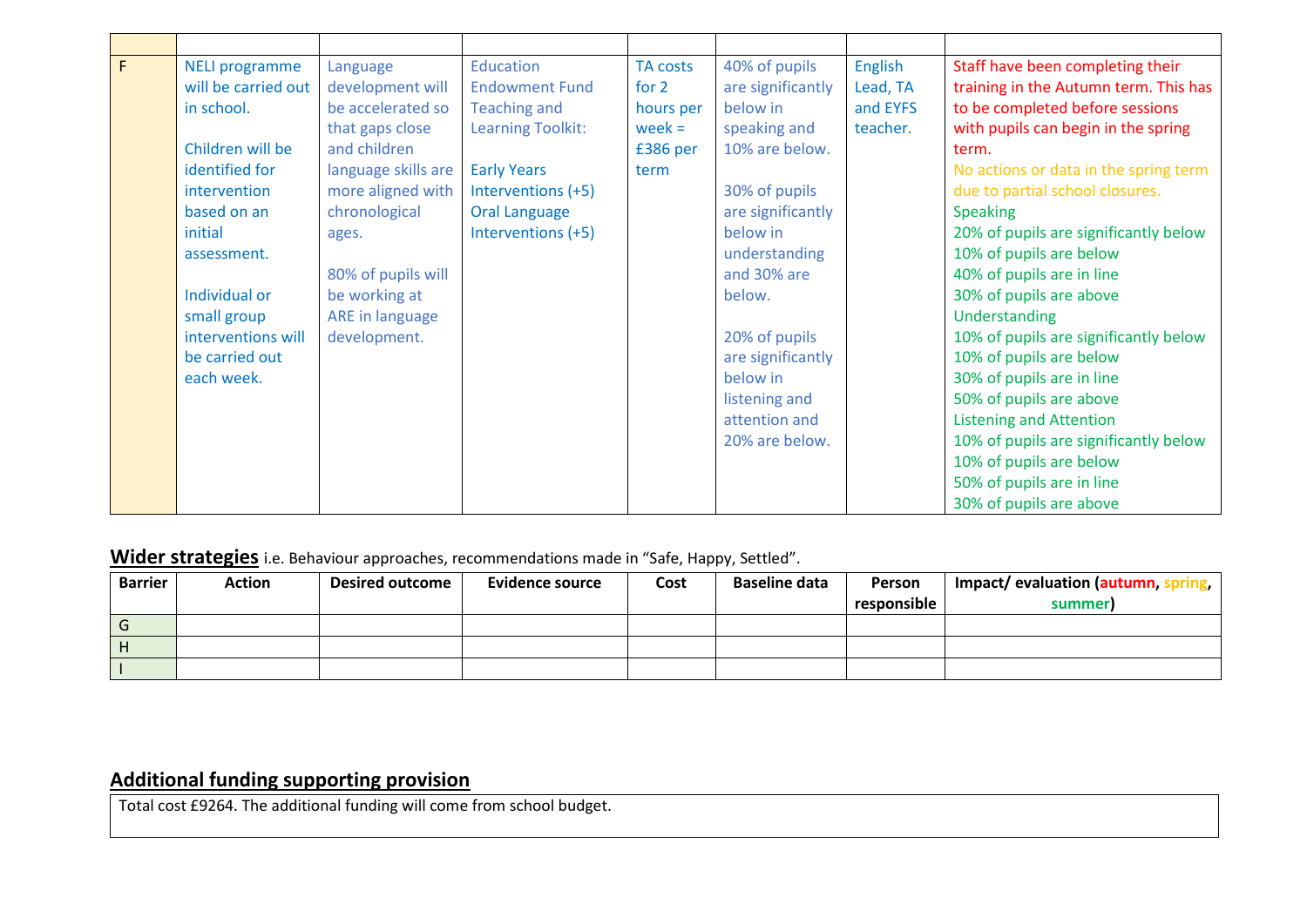| | | | | | | | |
|---|---|---|---|---|---|---|---|
| | | | | | | | |
| F | NELI programme will be carried out in school.<br><br>Children will be identified for intervention based on an initial assessment.<br><br>Individual or small group interventions will be carried out each week. | Language development will be accelerated so that gaps close and children language skills are more aligned with chronological ages.<br><br>80% of pupils will be working at ARE in language development. | Education Endowment Fund Teaching and Learning Toolkit:<br><br>Early Years Interventions (+5)<br>Oral Language Interventions (+5) | TA costs for 2 hours per week = £386 per term | 40% of pupils are significantly below in speaking and 10% are below.<br><br>30% of pupils are significantly below in understanding and 30% are below.<br><br>20% of pupils are significantly below in listening and attention and 20% are below. | English Lead, TA and EYFS teacher. | Staff have been completing their training in the Autumn term. This has to be completed before sessions with pupils can begin in the spring term.<br>No actions or data in the spring term due to partial school closures.<br>Speaking<br>20% of pupils are significantly below<br>10% of pupils are below<br>40% of pupils are in line<br>30% of pupils are above<br>Understanding<br>10% of pupils are significantly below<br>10% of pupils are below<br>30% of pupils are in line<br>50% of pupils are above<br>Listening and Attention<br>10% of pupils are significantly below<br>10% of pupils are below<br>50% of pupils are in line<br>30% of pupils are above |

## Wider strategies i.e. Behaviour approaches, recommendations made in "Safe, Happy, Settled".

| Barrier | Action | Desired outcome | Evidence source | Cost | Baseline data | Person responsible | Impact/ evaluation (autumn, spring, summer) |
|---|---|---|---|---|---|---|---|
| G | | | | | | | |
| H | | | | | | | |
| I | | | | | | | |

## Additional funding supporting provision

Total cost £9264. The additional funding will come from school budget.